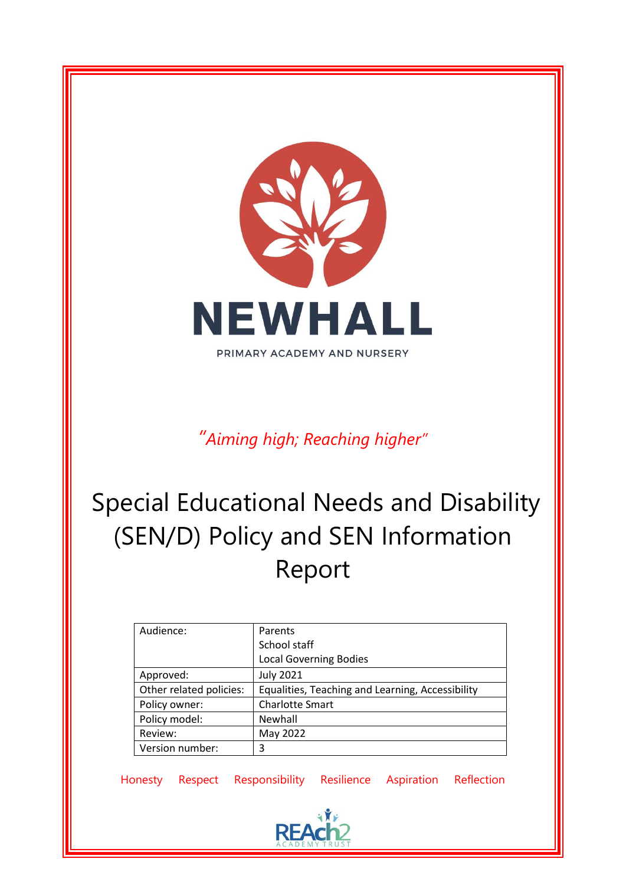NEWHALL

PRIMARY ACADEMY AND NURSERY

*"Aiming high; Reaching higher"*

# Special Educational Needs and Disability (SEN/D) Policy and SEN Information Report

| | |
|---|---|
| Audience: | Parents<br>School staff<br>Local Governing Bodies |
| Approved: | July 2021 |
| Other related policies: | Equalities, Teaching and Learning, Accessibility |
| Policy owner: | Charlotte Smart |
| Policy model: | Newhall |
| Review: | May 2022 |
| Version number: | 3 |

Honesty Respect Responsibility Resilience Aspiration Reflection

REAch2 ACADEMY TRUST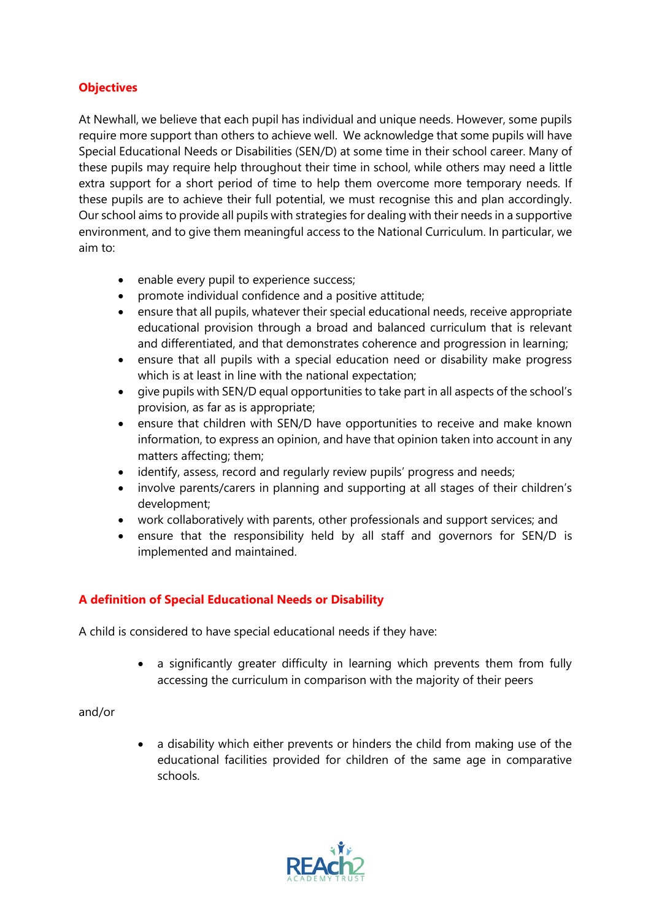## Objectives

At Newhall, we believe that each pupil has individual and unique needs. However, some pupils require more support than others to achieve well. We acknowledge that some pupils will have Special Educational Needs or Disabilities (SEN/D) at some time in their school career. Many of these pupils may require help throughout their time in school, while others may need a little extra support for a short period of time to help them overcome more temporary needs. If these pupils are to achieve their full potential, we must recognise this and plan accordingly. Our school aims to provide all pupils with strategies for dealing with their needs in a supportive environment, and to give them meaningful access to the National Curriculum. In particular, we aim to:

- enable every pupil to experience success;
- promote individual confidence and a positive attitude;
- ensure that all pupils, whatever their special educational needs, receive appropriate educational provision through a broad and balanced curriculum that is relevant and differentiated, and that demonstrates coherence and progression in learning;
- ensure that all pupils with a special education need or disability make progress which is at least in line with the national expectation;
- give pupils with SEN/D equal opportunities to take part in all aspects of the school's provision, as far as is appropriate;
- ensure that children with SEN/D have opportunities to receive and make known information, to express an opinion, and have that opinion taken into account in any matters affecting; them;
- identify, assess, record and regularly review pupils' progress and needs;
- involve parents/carers in planning and supporting at all stages of their children's development;
- work collaboratively with parents, other professionals and support services; and
- ensure that the responsibility held by all staff and governors for SEN/D is implemented and maintained.

## A definition of Special Educational Needs or Disability

A child is considered to have special educational needs if they have:

- a significantly greater difficulty in learning which prevents them from fully accessing the curriculum in comparison with the majority of their peers

and/or

- a disability which either prevents or hinders the child from making use of the educational facilities provided for children of the same age in comparative schools.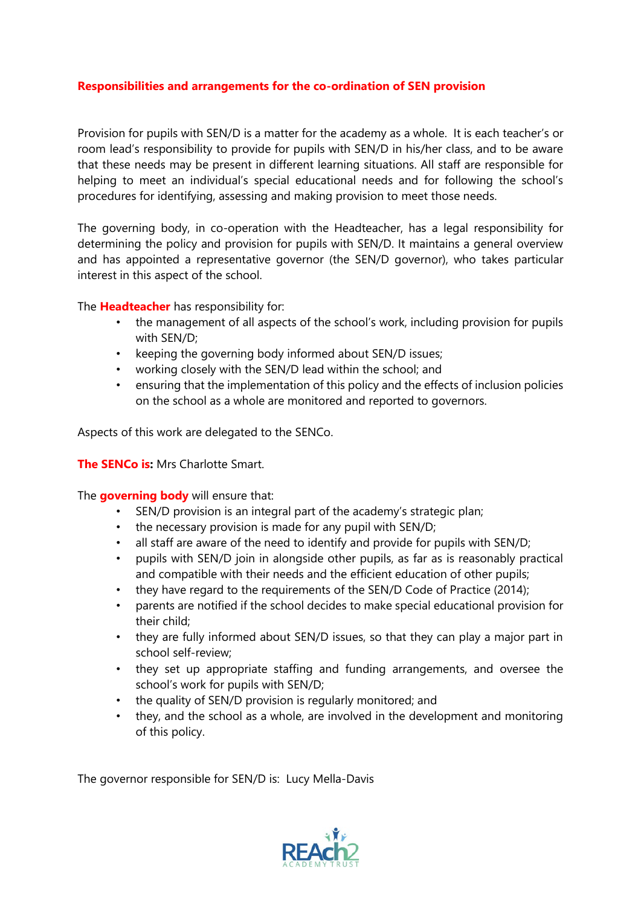## Responsibilities and arrangements for the co-ordination of SEN provision

Provision for pupils with SEN/D is a matter for the academy as a whole. It is each teacher's or room lead's responsibility to provide for pupils with SEN/D in his/her class, and to be aware that these needs may be present in different learning situations. All staff are responsible for helping to meet an individual's special educational needs and for following the school's procedures for identifying, assessing and making provision to meet those needs.

The governing body, in co-operation with the Headteacher, has a legal responsibility for determining the policy and provision for pupils with SEN/D. It maintains a general overview and has appointed a representative governor (the SEN/D governor), who takes particular interest in this aspect of the school.

The **Headteacher** has responsibility for:

- the management of all aspects of the school's work, including provision for pupils with SEN/D;
- keeping the governing body informed about SEN/D issues;
- working closely with the SEN/D lead within the school; and
- ensuring that the implementation of this policy and the effects of inclusion policies on the school as a whole are monitored and reported to governors.

Aspects of this work are delegated to the SENCo.

**The SENCo is:** Mrs Charlotte Smart.

The **governing body** will ensure that:

- SEN/D provision is an integral part of the academy's strategic plan;
- the necessary provision is made for any pupil with SEN/D;
- all staff are aware of the need to identify and provide for pupils with SEN/D;
- pupils with SEN/D join in alongside other pupils, as far as is reasonably practical and compatible with their needs and the efficient education of other pupils;
- they have regard to the requirements of the SEN/D Code of Practice (2014);
- parents are notified if the school decides to make special educational provision for their child;
- they are fully informed about SEN/D issues, so that they can play a major part in school self-review;
- they set up appropriate staffing and funding arrangements, and oversee the school's work for pupils with SEN/D;
- the quality of SEN/D provision is regularly monitored; and
- they, and the school as a whole, are involved in the development and monitoring of this policy.

The governor responsible for SEN/D is: Lucy Mella-Davis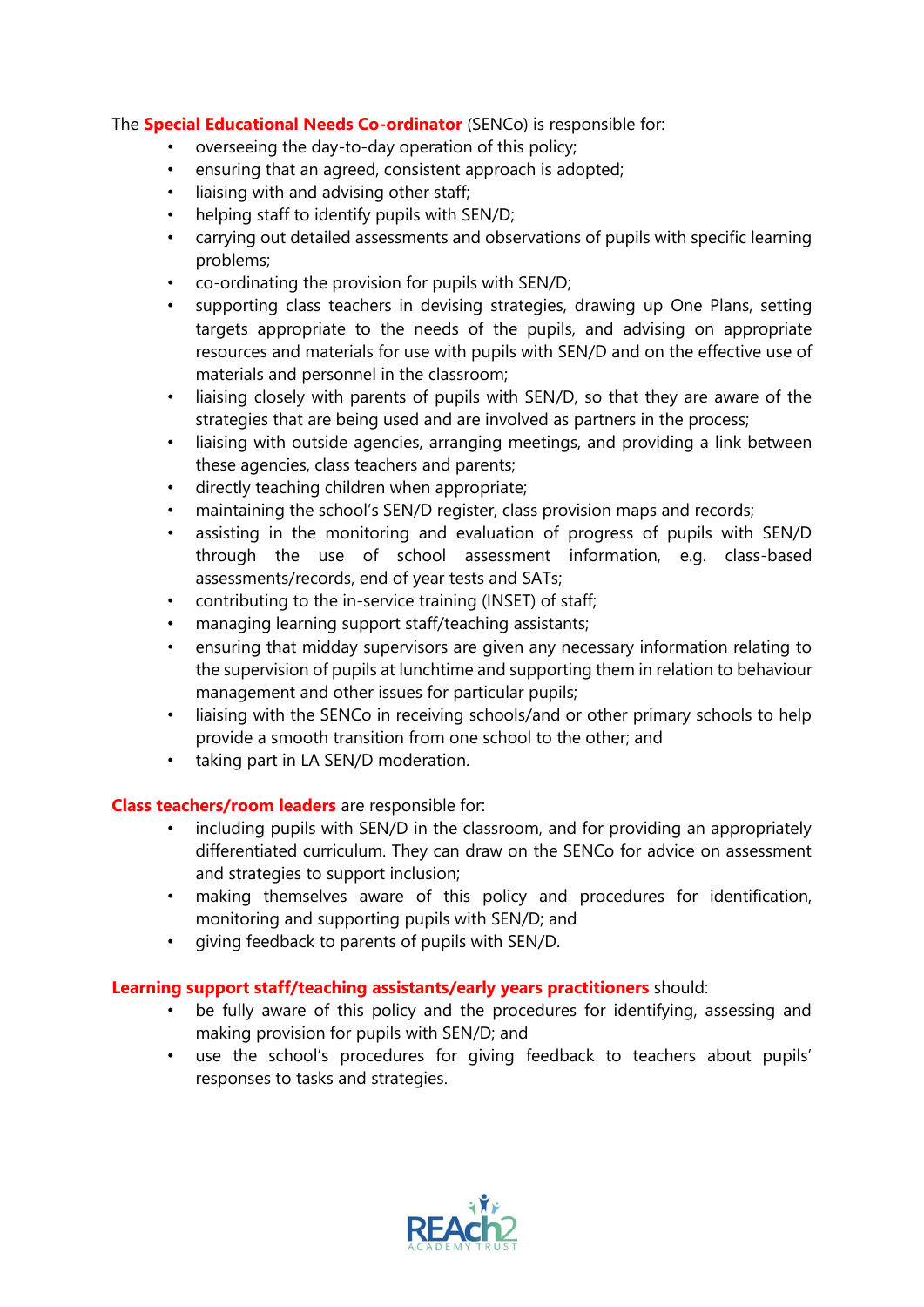The **Special Educational Needs Co-ordinator** (SENCo) is responsible for:

- overseeing the day-to-day operation of this policy;
- ensuring that an agreed, consistent approach is adopted;
- liaising with and advising other staff;
- helping staff to identify pupils with SEN/D;
- carrying out detailed assessments and observations of pupils with specific learning problems;
- co-ordinating the provision for pupils with SEN/D;
- supporting class teachers in devising strategies, drawing up One Plans, setting targets appropriate to the needs of the pupils, and advising on appropriate resources and materials for use with pupils with SEN/D and on the effective use of materials and personnel in the classroom;
- liaising closely with parents of pupils with SEN/D, so that they are aware of the strategies that are being used and are involved as partners in the process;
- liaising with outside agencies, arranging meetings, and providing a link between these agencies, class teachers and parents;
- directly teaching children when appropriate;
- maintaining the school's SEN/D register, class provision maps and records;
- assisting in the monitoring and evaluation of progress of pupils with SEN/D through the use of school assessment information, e.g. class-based assessments/records, end of year tests and SATs;
- contributing to the in-service training (INSET) of staff;
- managing learning support staff/teaching assistants;
- ensuring that midday supervisors are given any necessary information relating to the supervision of pupils at lunchtime and supporting them in relation to behaviour management and other issues for particular pupils;
- liaising with the SENCo in receiving schools/and or other primary schools to help provide a smooth transition from one school to the other; and
- taking part in LA SEN/D moderation.

**Class teachers/room leaders** are responsible for:

- including pupils with SEN/D in the classroom, and for providing an appropriately differentiated curriculum. They can draw on the SENCo for advice on assessment and strategies to support inclusion;
- making themselves aware of this policy and procedures for identification, monitoring and supporting pupils with SEN/D; and
- giving feedback to parents of pupils with SEN/D.

**Learning support staff/teaching assistants/early years practitioners** should:

- be fully aware of this policy and the procedures for identifying, assessing and making provision for pupils with SEN/D; and
- use the school's procedures for giving feedback to teachers about pupils' responses to tasks and strategies.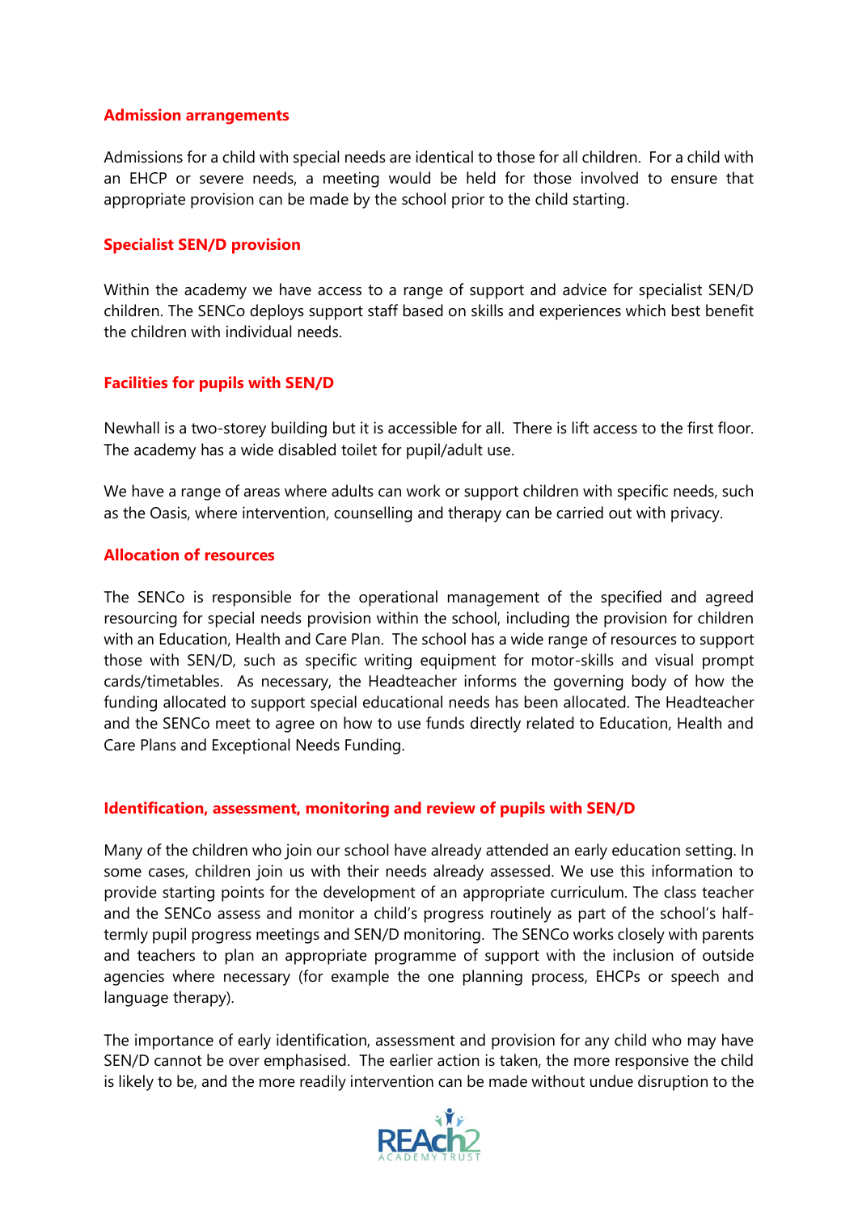## Admission arrangements

Admissions for a child with special needs are identical to those for all children. For a child with an EHCP or severe needs, a meeting would be held for those involved to ensure that appropriate provision can be made by the school prior to the child starting.

## Specialist SEN/D provision

Within the academy we have access to a range of support and advice for specialist SEN/D children. The SENCo deploys support staff based on skills and experiences which best benefit the children with individual needs.

## Facilities for pupils with SEN/D

Newhall is a two-storey building but it is accessible for all. There is lift access to the first floor. The academy has a wide disabled toilet for pupil/adult use.

We have a range of areas where adults can work or support children with specific needs, such as the Oasis, where intervention, counselling and therapy can be carried out with privacy.

## Allocation of resources

The SENCo is responsible for the operational management of the specified and agreed resourcing for special needs provision within the school, including the provision for children with an Education, Health and Care Plan. The school has a wide range of resources to support those with SEN/D, such as specific writing equipment for motor-skills and visual prompt cards/timetables. As necessary, the Headteacher informs the governing body of how the funding allocated to support special educational needs has been allocated. The Headteacher and the SENCo meet to agree on how to use funds directly related to Education, Health and Care Plans and Exceptional Needs Funding.

## Identification, assessment, monitoring and review of pupils with SEN/D

Many of the children who join our school have already attended an early education setting. In some cases, children join us with their needs already assessed. We use this information to provide starting points for the development of an appropriate curriculum. The class teacher and the SENCo assess and monitor a child's progress routinely as part of the school's half-termly pupil progress meetings and SEN/D monitoring. The SENCo works closely with parents and teachers to plan an appropriate programme of support with the inclusion of outside agencies where necessary (for example the one planning process, EHCPs or speech and language therapy).

The importance of early identification, assessment and provision for any child who may have SEN/D cannot be over emphasised. The earlier action is taken, the more responsive the child is likely to be, and the more readily intervention can be made without undue disruption to the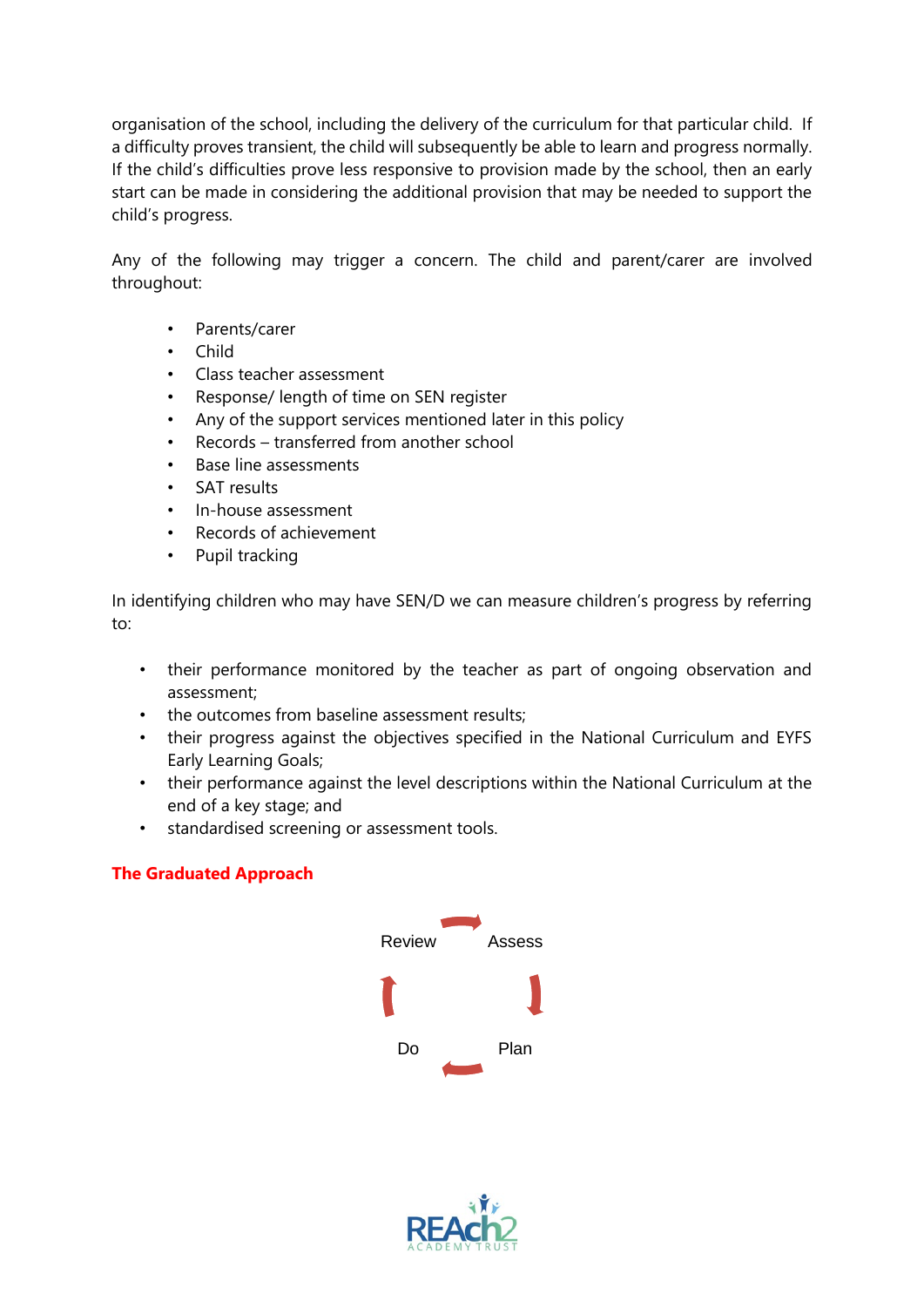organisation of the school, including the delivery of the curriculum for that particular child. If a difficulty proves transient, the child will subsequently be able to learn and progress normally. If the child's difficulties prove less responsive to provision made by the school, then an early start can be made in considering the additional provision that may be needed to support the child's progress.

Any of the following may trigger a concern. The child and parent/carer are involved throughout:

- Parents/carer
- Child
- Class teacher assessment
- Response/ length of time on SEN register
- Any of the support services mentioned later in this policy
- Records – transferred from another school
- Base line assessments
- SAT results
- In-house assessment
- Records of achievement
- Pupil tracking

In identifying children who may have SEN/D we can measure children's progress by referring to:

- their performance monitored by the teacher as part of ongoing observation and assessment;
- the outcomes from baseline assessment results;
- their progress against the objectives specified in the National Curriculum and EYFS Early Learning Goals;
- their performance against the level descriptions within the National Curriculum at the end of a key stage; and
- standardised screening or assessment tools.

## The Graduated Approach

Review → Assess → Plan → Do → Review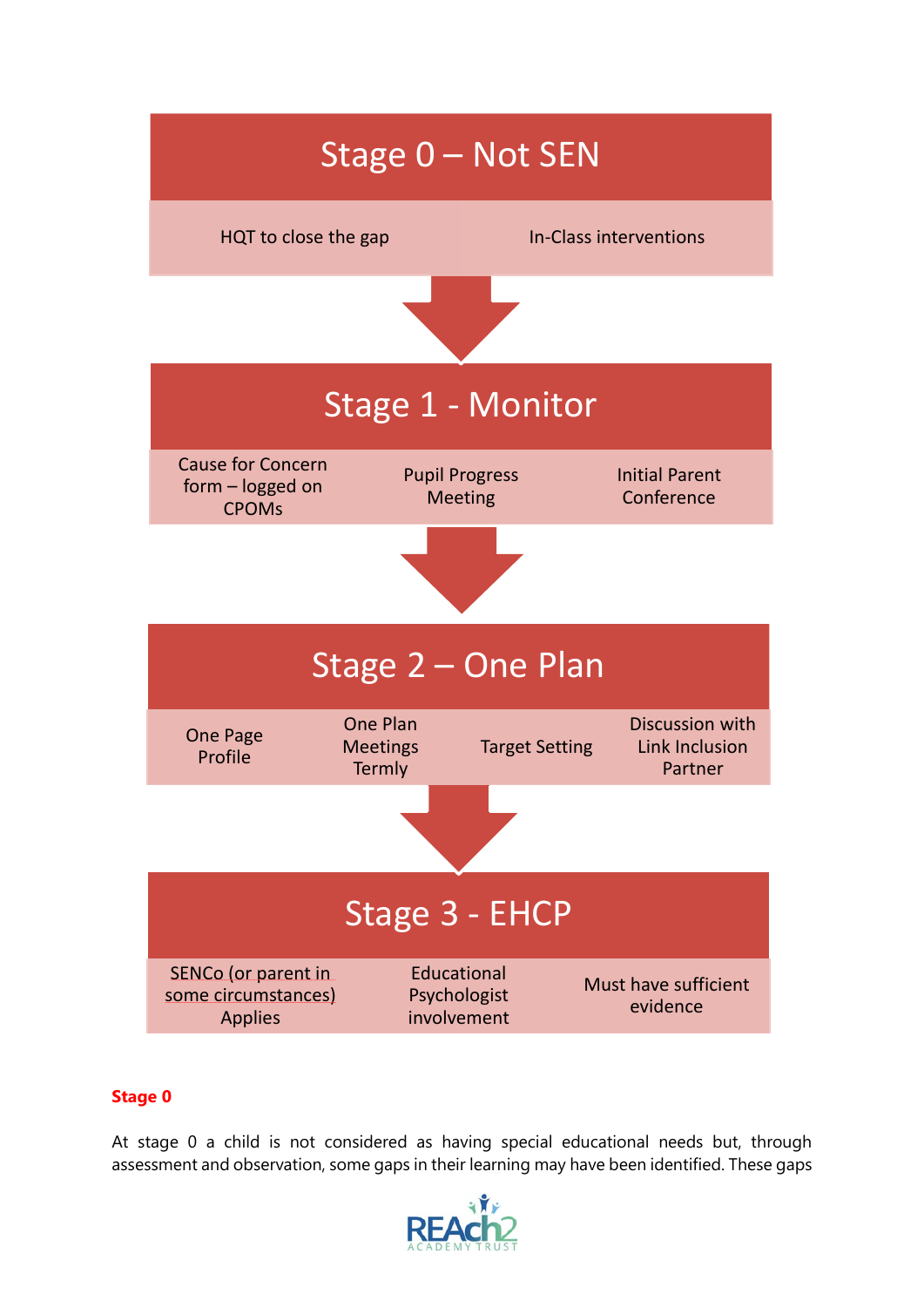**Stage 0 – Not SEN**

- HQT to close the gap
- In-Class interventions

**Stage 1 - Monitor**

- Cause for Concern form – logged on CPOMs
- Pupil Progress Meeting
- Initial Parent Conference

**Stage 2 – One Plan**

- One Page Profile
- One Plan Meetings Termly
- Target Setting
- Discussion with Link Inclusion Partner

**Stage 3 - EHCP**

- SENCo (or parent in some circumstances) Applies
- Educational Psychologist involvement
- Must have sufficient evidence

## Stage 0

At stage 0 a child is not considered as having special educational needs but, through assessment and observation, some gaps in their learning may have been identified. These gaps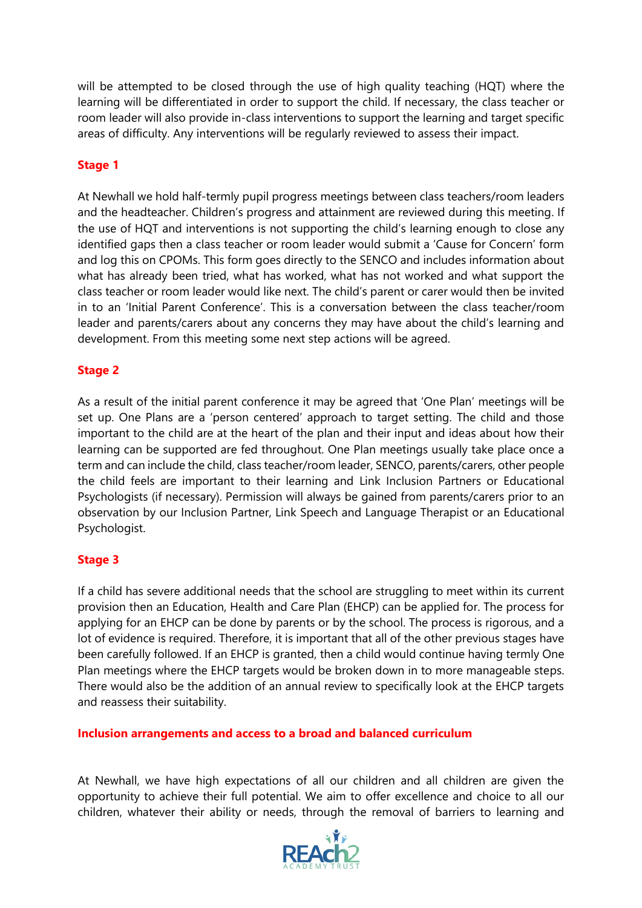will be attempted to be closed through the use of high quality teaching (HQT) where the learning will be differentiated in order to support the child. If necessary, the class teacher or room leader will also provide in-class interventions to support the learning and target specific areas of difficulty. Any interventions will be regularly reviewed to assess their impact.

### Stage 1

At Newhall we hold half-termly pupil progress meetings between class teachers/room leaders and the headteacher. Children's progress and attainment are reviewed during this meeting. If the use of HQT and interventions is not supporting the child's learning enough to close any identified gaps then a class teacher or room leader would submit a 'Cause for Concern' form and log this on CPOMs. This form goes directly to the SENCO and includes information about what has already been tried, what has worked, what has not worked and what support the class teacher or room leader would like next. The child's parent or carer would then be invited in to an 'Initial Parent Conference'. This is a conversation between the class teacher/room leader and parents/carers about any concerns they may have about the child's learning and development. From this meeting some next step actions will be agreed.

### Stage 2

As a result of the initial parent conference it may be agreed that 'One Plan' meetings will be set up. One Plans are a 'person centered' approach to target setting. The child and those important to the child are at the heart of the plan and their input and ideas about how their learning can be supported are fed throughout. One Plan meetings usually take place once a term and can include the child, class teacher/room leader, SENCO, parents/carers, other people the child feels are important to their learning and Link Inclusion Partners or Educational Psychologists (if necessary). Permission will always be gained from parents/carers prior to an observation by our Inclusion Partner, Link Speech and Language Therapist or an Educational Psychologist.

### Stage 3

If a child has severe additional needs that the school are struggling to meet within its current provision then an Education, Health and Care Plan (EHCP) can be applied for. The process for applying for an EHCP can be done by parents or by the school. The process is rigorous, and a lot of evidence is required. Therefore, it is important that all of the other previous stages have been carefully followed. If an EHCP is granted, then a child would continue having termly One Plan meetings where the EHCP targets would be broken down in to more manageable steps. There would also be the addition of an annual review to specifically look at the EHCP targets and reassess their suitability.

## Inclusion arrangements and access to a broad and balanced curriculum

At Newhall, we have high expectations of all our children and all children are given the opportunity to achieve their full potential. We aim to offer excellence and choice to all our children, whatever their ability or needs, through the removal of barriers to learning and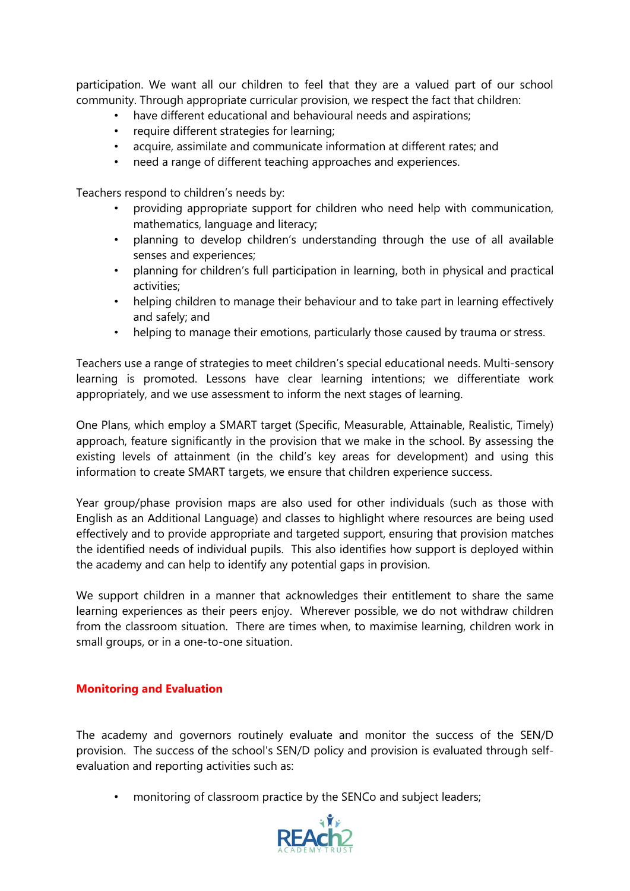participation. We want all our children to feel that they are a valued part of our school community. Through appropriate curricular provision, we respect the fact that children:

- have different educational and behavioural needs and aspirations;
- require different strategies for learning;
- acquire, assimilate and communicate information at different rates; and
- need a range of different teaching approaches and experiences.

Teachers respond to children's needs by:

- providing appropriate support for children who need help with communication, mathematics, language and literacy;
- planning to develop children's understanding through the use of all available senses and experiences;
- planning for children's full participation in learning, both in physical and practical activities;
- helping children to manage their behaviour and to take part in learning effectively and safely; and
- helping to manage their emotions, particularly those caused by trauma or stress.

Teachers use a range of strategies to meet children's special educational needs. Multi-sensory learning is promoted. Lessons have clear learning intentions; we differentiate work appropriately, and we use assessment to inform the next stages of learning.

One Plans, which employ a SMART target (Specific, Measurable, Attainable, Realistic, Timely) approach, feature significantly in the provision that we make in the school. By assessing the existing levels of attainment (in the child's key areas for development) and using this information to create SMART targets, we ensure that children experience success.

Year group/phase provision maps are also used for other individuals (such as those with English as an Additional Language) and classes to highlight where resources are being used effectively and to provide appropriate and targeted support, ensuring that provision matches the identified needs of individual pupils. This also identifies how support is deployed within the academy and can help to identify any potential gaps in provision.

We support children in a manner that acknowledges their entitlement to share the same learning experiences as their peers enjoy. Wherever possible, we do not withdraw children from the classroom situation. There are times when, to maximise learning, children work in small groups, or in a one-to-one situation.

## Monitoring and Evaluation

The academy and governors routinely evaluate and monitor the success of the SEN/D provision. The success of the school's SEN/D policy and provision is evaluated through self-evaluation and reporting activities such as:

- monitoring of classroom practice by the SENCo and subject leaders;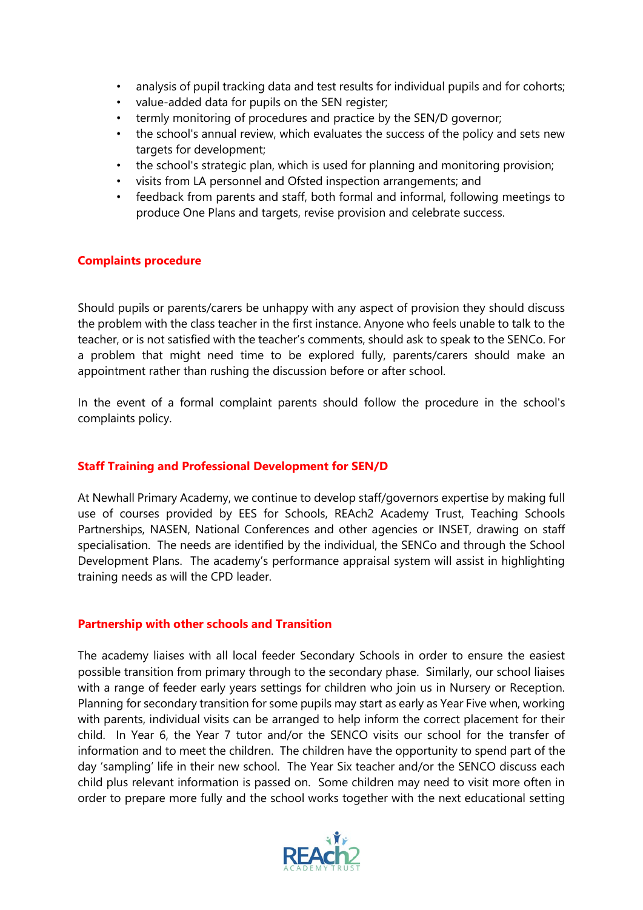- analysis of pupil tracking data and test results for individual pupils and for cohorts;
- value-added data for pupils on the SEN register;
- termly monitoring of procedures and practice by the SEN/D governor;
- the school's annual review, which evaluates the success of the policy and sets new targets for development;
- the school's strategic plan, which is used for planning and monitoring provision;
- visits from LA personnel and Ofsted inspection arrangements; and
- feedback from parents and staff, both formal and informal, following meetings to produce One Plans and targets, revise provision and celebrate success.

## Complaints procedure

Should pupils or parents/carers be unhappy with any aspect of provision they should discuss the problem with the class teacher in the first instance. Anyone who feels unable to talk to the teacher, or is not satisfied with the teacher's comments, should ask to speak to the SENCo. For a problem that might need time to be explored fully, parents/carers should make an appointment rather than rushing the discussion before or after school.

In the event of a formal complaint parents should follow the procedure in the school's complaints policy.

## Staff Training and Professional Development for SEN/D

At Newhall Primary Academy, we continue to develop staff/governors expertise by making full use of courses provided by EES for Schools, REAch2 Academy Trust, Teaching Schools Partnerships, NASEN, National Conferences and other agencies or INSET, drawing on staff specialisation. The needs are identified by the individual, the SENCo and through the School Development Plans. The academy's performance appraisal system will assist in highlighting training needs as will the CPD leader.

## Partnership with other schools and Transition

The academy liaises with all local feeder Secondary Schools in order to ensure the easiest possible transition from primary through to the secondary phase. Similarly, our school liaises with a range of feeder early years settings for children who join us in Nursery or Reception. Planning for secondary transition for some pupils may start as early as Year Five when, working with parents, individual visits can be arranged to help inform the correct placement for their child. In Year 6, the Year 7 tutor and/or the SENCO visits our school for the transfer of information and to meet the children. The children have the opportunity to spend part of the day 'sampling' life in their new school. The Year Six teacher and/or the SENCO discuss each child plus relevant information is passed on. Some children may need to visit more often in order to prepare more fully and the school works together with the next educational setting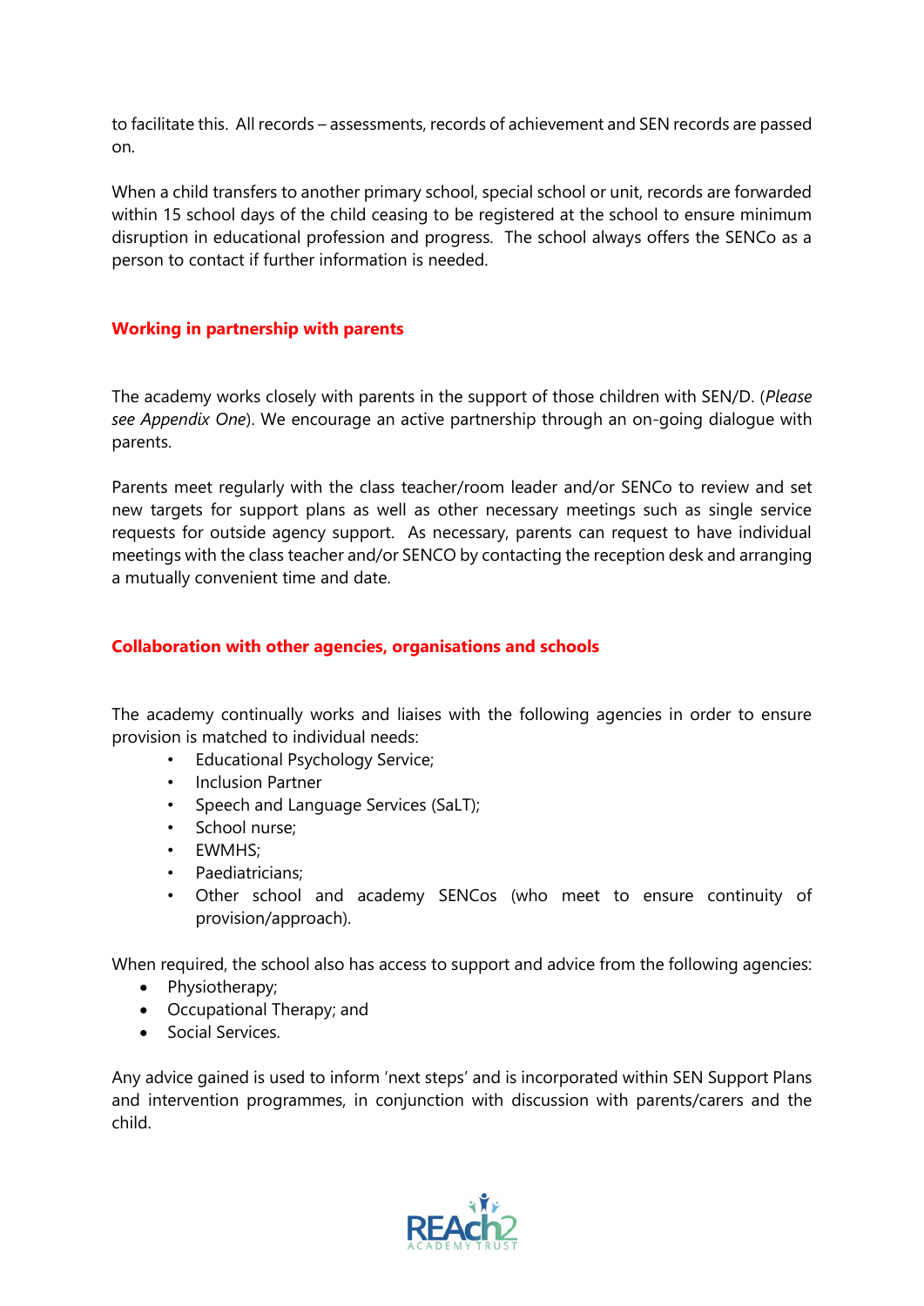to facilitate this. All records – assessments, records of achievement and SEN records are passed on.

When a child transfers to another primary school, special school or unit, records are forwarded within 15 school days of the child ceasing to be registered at the school to ensure minimum disruption in educational profession and progress. The school always offers the SENCo as a person to contact if further information is needed.

## Working in partnership with parents

The academy works closely with parents in the support of those children with SEN/D. (*Please see Appendix One*). We encourage an active partnership through an on-going dialogue with parents.

Parents meet regularly with the class teacher/room leader and/or SENCo to review and set new targets for support plans as well as other necessary meetings such as single service requests for outside agency support. As necessary, parents can request to have individual meetings with the class teacher and/or SENCO by contacting the reception desk and arranging a mutually convenient time and date.

## Collaboration with other agencies, organisations and schools

The academy continually works and liaises with the following agencies in order to ensure provision is matched to individual needs:

- Educational Psychology Service;
- Inclusion Partner
- Speech and Language Services (SaLT);
- School nurse;
- EWMHS;
- Paediatricians;
- Other school and academy SENCos (who meet to ensure continuity of provision/approach).

When required, the school also has access to support and advice from the following agencies:

- Physiotherapy;
- Occupational Therapy; and
- Social Services.

Any advice gained is used to inform 'next steps' and is incorporated within SEN Support Plans and intervention programmes, in conjunction with discussion with parents/carers and the child.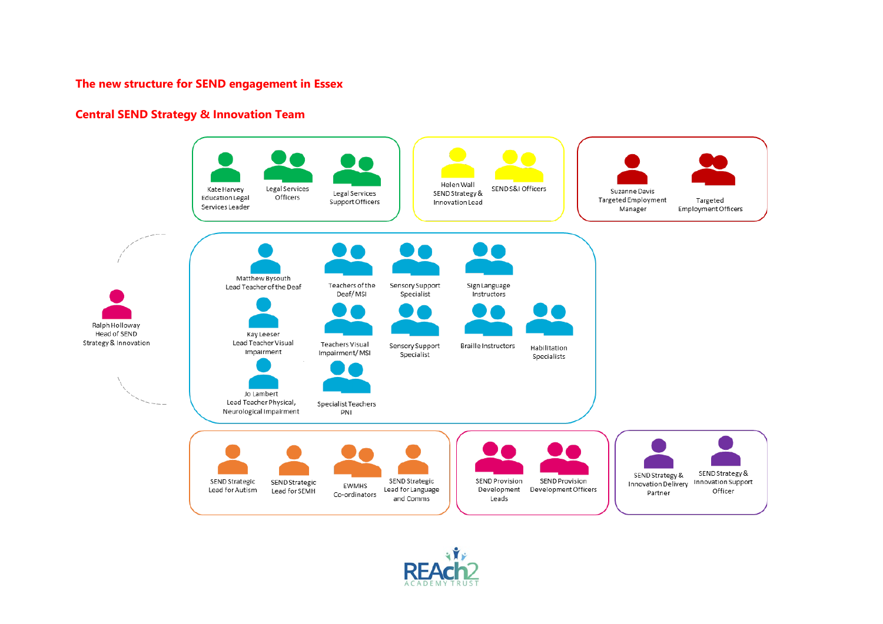## The new structure for SEND engagement in Essex

## Central SEND Strategy & Innovation Team

Kate Harvey
Education Legal Services Leader

Legal Services Officers

Legal Services Support Officers

Helen Wall
SEND Strategy & Innovation Lead

SEND S&I Officers

Suzanne Davis
Targeted Employment Manager

Targeted Employment Officers

Ralph Holloway
Head of SEND Strategy & Innovation

Matthew Bysouth
Lead Teacher of the Deaf

Teachers of the Deaf/ MSI

Sensory Support Specialist

Sign Language Instructors

Kay Leeser
Lead Teacher Visual Impairment

Teachers Visual Impairment/ MSI

Sensory Support Specialist

Braille Instructors

Habilitation Specialists

Jo Lambert
Lead Teacher Physical, Neurological Impairment

Specialist Teachers PNI

SEND Strategic Lead for Autism

SEND Strategic Lead for SEMH

EWMHS Co-ordinators

SEND Strategic Lead for Language and Comms

SEND Provision Development Leads

SEND Provision Development Officers

SEND Strategy & Innovation Delivery Partner

SEND Strategy & Innovation Support Officer

REAch2 ACADEMY TRUST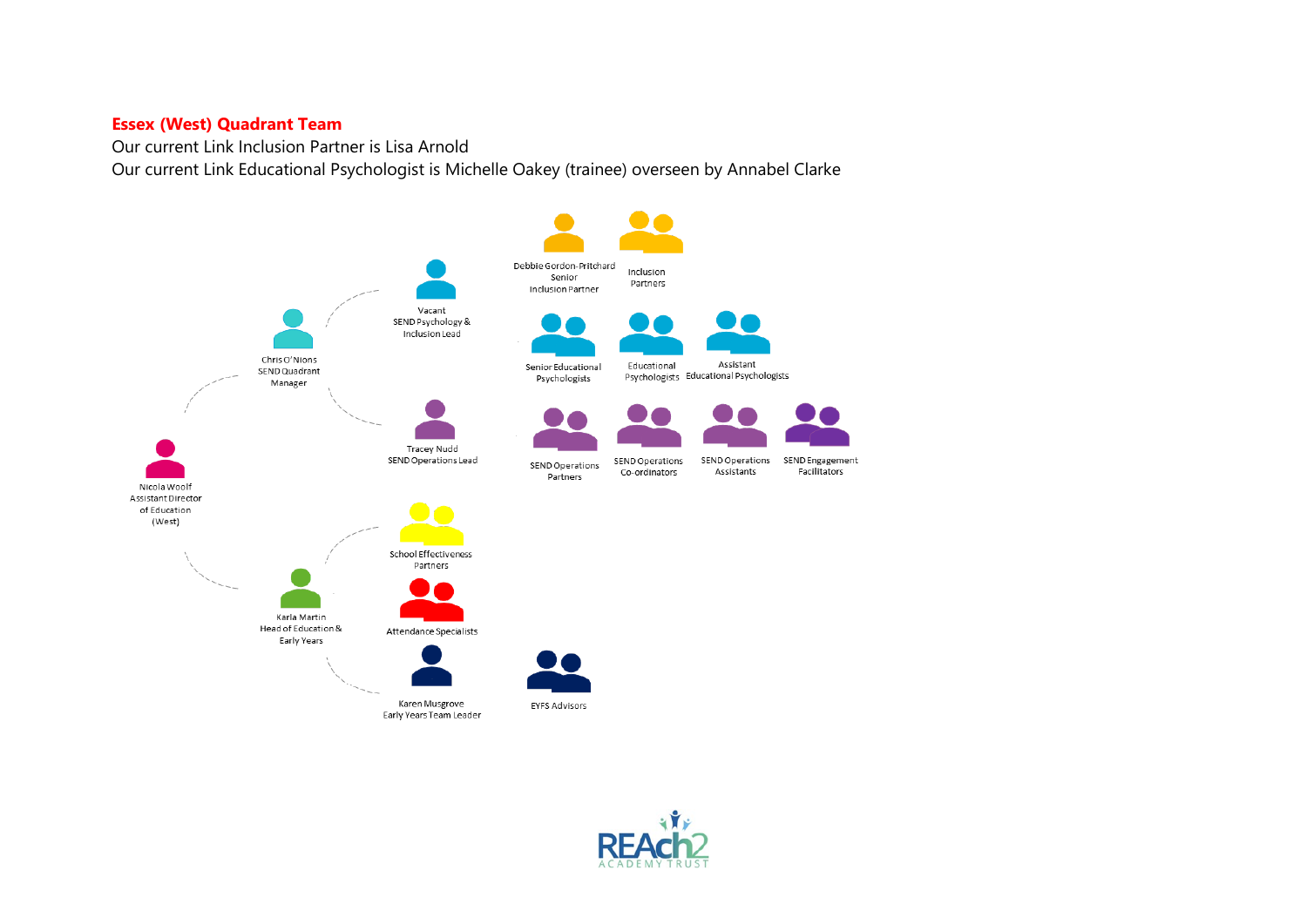## Essex (West) Quadrant Team

Our current Link Inclusion Partner is Lisa Arnold

Our current Link Educational Psychologist is Michelle Oakey (trainee) overseen by Annabel Clarke

Nicola Woolf
Assistant Director of Education (West)

- Chris O'Nions
  SEND Quadrant Manager
  - Vacant
    SEND Psychology & Inclusion Lead
    - Debbie Gordon-Pritchard
      Senior Inclusion Partner
    - Inclusion Partners
    - Senior Educational Psychologists
    - Educational Psychologists
    - Assistant Educational Psychologists
  - Tracey Nudd
    SEND Operations Lead
    - SEND Operations Partners
    - SEND Operations Co-ordinators
    - SEND Operations Assistants
    - SEND Engagement Facilitators
- Karla Martin
  Head of Education & Early Years
  - School Effectiveness Partners
  - Attendance Specialists
  - Karen Musgrove
    Early Years Team Leader
    - EYFS Advisors

REAch2 ACADEMY TRUST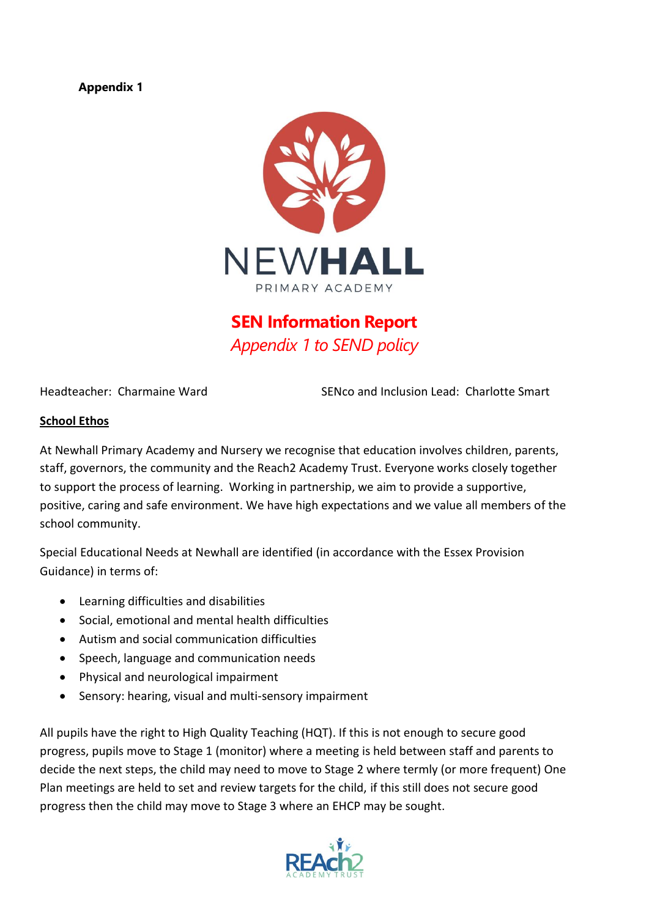**Appendix 1**

NEWHALL PRIMARY ACADEMY

# SEN Information Report

*Appendix 1 to SEND policy*

Headteacher: Charmaine Ward

SENco and Inclusion Lead: Charlotte Smart

**School Ethos**

At Newhall Primary Academy and Nursery we recognise that education involves children, parents, staff, governors, the community and the Reach2 Academy Trust. Everyone works closely together to support the process of learning. Working in partnership, we aim to provide a supportive, positive, caring and safe environment. We have high expectations and we value all members of the school community.

Special Educational Needs at Newhall are identified (in accordance with the Essex Provision Guidance) in terms of:

- Learning difficulties and disabilities
- Social, emotional and mental health difficulties
- Autism and social communication difficulties
- Speech, language and communication needs
- Physical and neurological impairment
- Sensory: hearing, visual and multi-sensory impairment

All pupils have the right to High Quality Teaching (HQT). If this is not enough to secure good progress, pupils move to Stage 1 (monitor) where a meeting is held between staff and parents to decide the next steps, the child may need to move to Stage 2 where termly (or more frequent) One Plan meetings are held to set and review targets for the child, if this still does not secure good progress then the child may move to Stage 3 where an EHCP may be sought.

REAch2 ACADEMY TRUST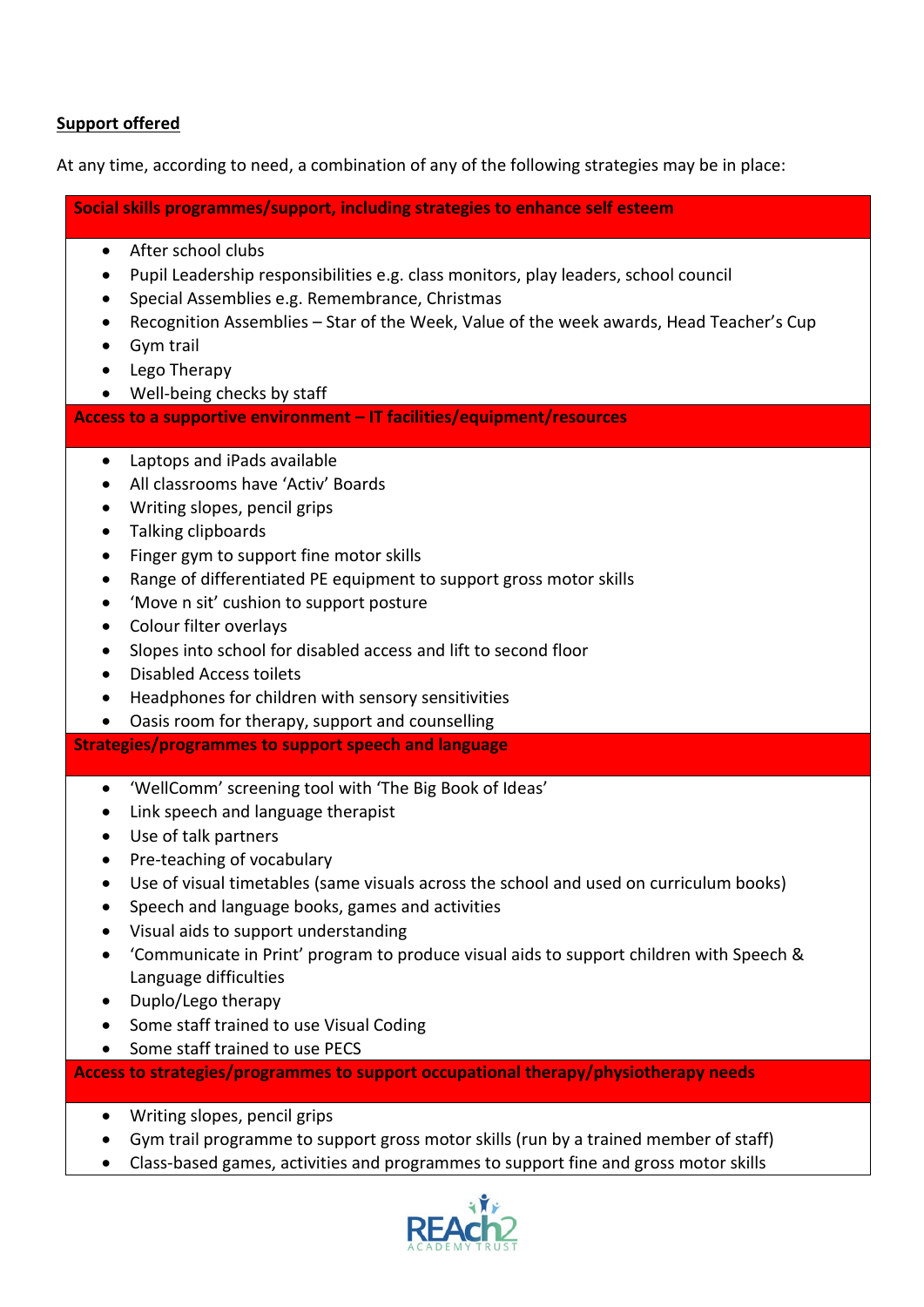**Support offered**

At any time, according to need, a combination of any of the following strategies may be in place:

**Social skills programmes/support, including strategies to enhance self esteem**

- After school clubs
- Pupil Leadership responsibilities e.g. class monitors, play leaders, school council
- Special Assemblies e.g. Remembrance, Christmas
- Recognition Assemblies – Star of the Week, Value of the week awards, Head Teacher's Cup
- Gym trail
- Lego Therapy
- Well-being checks by staff

**Access to a supportive environment – IT facilities/equipment/resources**

- Laptops and iPads available
- All classrooms have 'Activ' Boards
- Writing slopes, pencil grips
- Talking clipboards
- Finger gym to support fine motor skills
- Range of differentiated PE equipment to support gross motor skills
- 'Move n sit' cushion to support posture
- Colour filter overlays
- Slopes into school for disabled access and lift to second floor
- Disabled Access toilets
- Headphones for children with sensory sensitivities
- Oasis room for therapy, support and counselling

**Strategies/programmes to support speech and language**

- 'WellComm' screening tool with 'The Big Book of Ideas'
- Link speech and language therapist
- Use of talk partners
- Pre-teaching of vocabulary
- Use of visual timetables (same visuals across the school and used on curriculum books)
- Speech and language books, games and activities
- Visual aids to support understanding
- 'Communicate in Print' program to produce visual aids to support children with Speech & Language difficulties
- Duplo/Lego therapy
- Some staff trained to use Visual Coding
- Some staff trained to use PECS

**Access to strategies/programmes to support occupational therapy/physiotherapy needs**

- Writing slopes, pencil grips
- Gym trail programme to support gross motor skills (run by a trained member of staff)
- Class-based games, activities and programmes to support fine and gross motor skills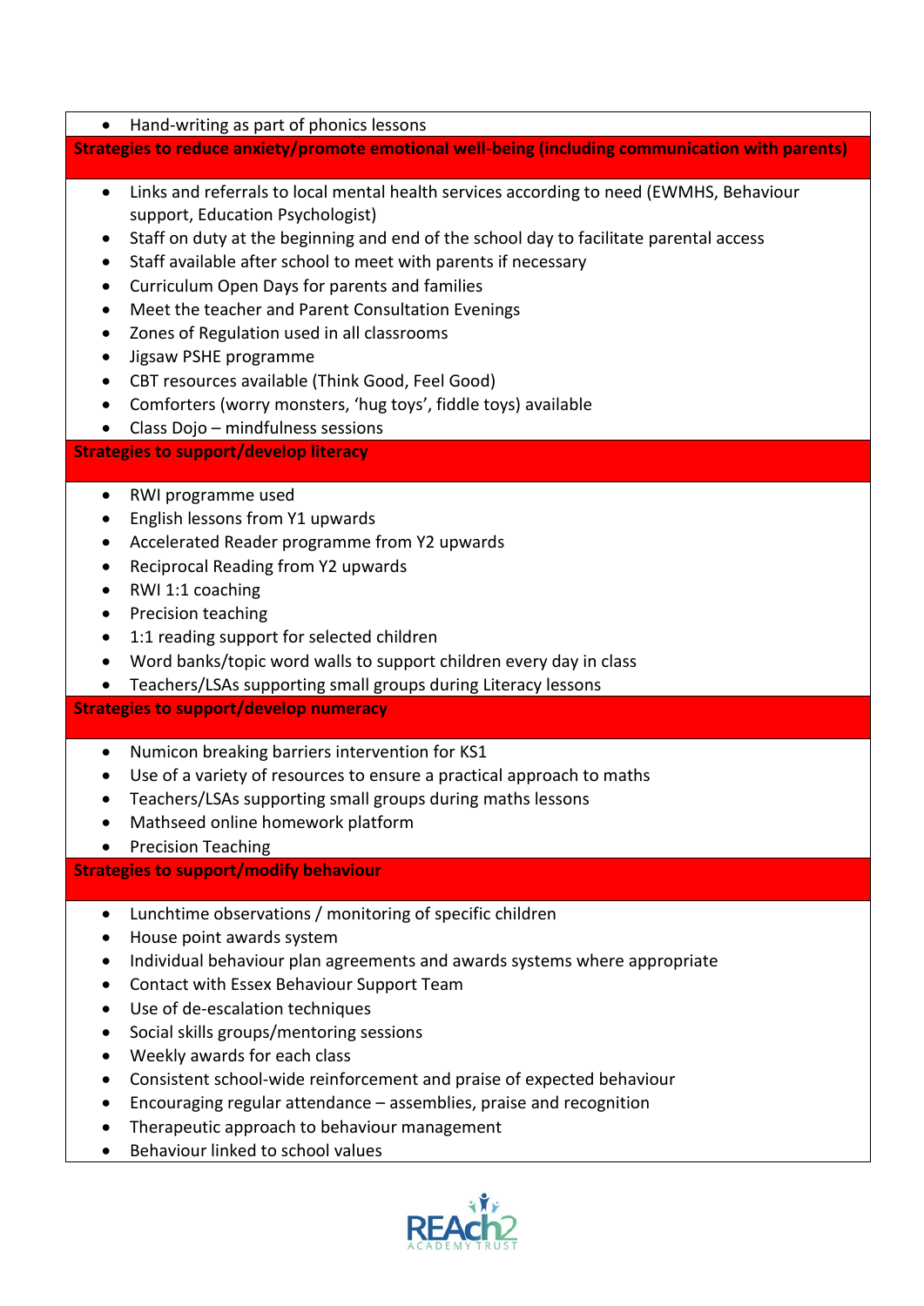- Hand-writing as part of phonics lessons

**Strategies to reduce anxiety/promote emotional well-being (including communication with parents)**

- Links and referrals to local mental health services according to need (EWMHS, Behaviour support, Education Psychologist)
- Staff on duty at the beginning and end of the school day to facilitate parental access
- Staff available after school to meet with parents if necessary
- Curriculum Open Days for parents and families
- Meet the teacher and Parent Consultation Evenings
- Zones of Regulation used in all classrooms
- Jigsaw PSHE programme
- CBT resources available (Think Good, Feel Good)
- Comforters (worry monsters, 'hug toys', fiddle toys) available
- Class Dojo – mindfulness sessions

**Strategies to support/develop literacy**

- RWI programme used
- English lessons from Y1 upwards
- Accelerated Reader programme from Y2 upwards
- Reciprocal Reading from Y2 upwards
- RWI 1:1 coaching
- Precision teaching
- 1:1 reading support for selected children
- Word banks/topic word walls to support children every day in class
- Teachers/LSAs supporting small groups during Literacy lessons

**Strategies to support/develop numeracy**

- Numicon breaking barriers intervention for KS1
- Use of a variety of resources to ensure a practical approach to maths
- Teachers/LSAs supporting small groups during maths lessons
- Mathseed online homework platform
- Precision Teaching

**Strategies to support/modify behaviour**

- Lunchtime observations / monitoring of specific children
- House point awards system
- Individual behaviour plan agreements and awards systems where appropriate
- Contact with Essex Behaviour Support Team
- Use of de-escalation techniques
- Social skills groups/mentoring sessions
- Weekly awards for each class
- Consistent school-wide reinforcement and praise of expected behaviour
- Encouraging regular attendance – assemblies, praise and recognition
- Therapeutic approach to behaviour management
- Behaviour linked to school values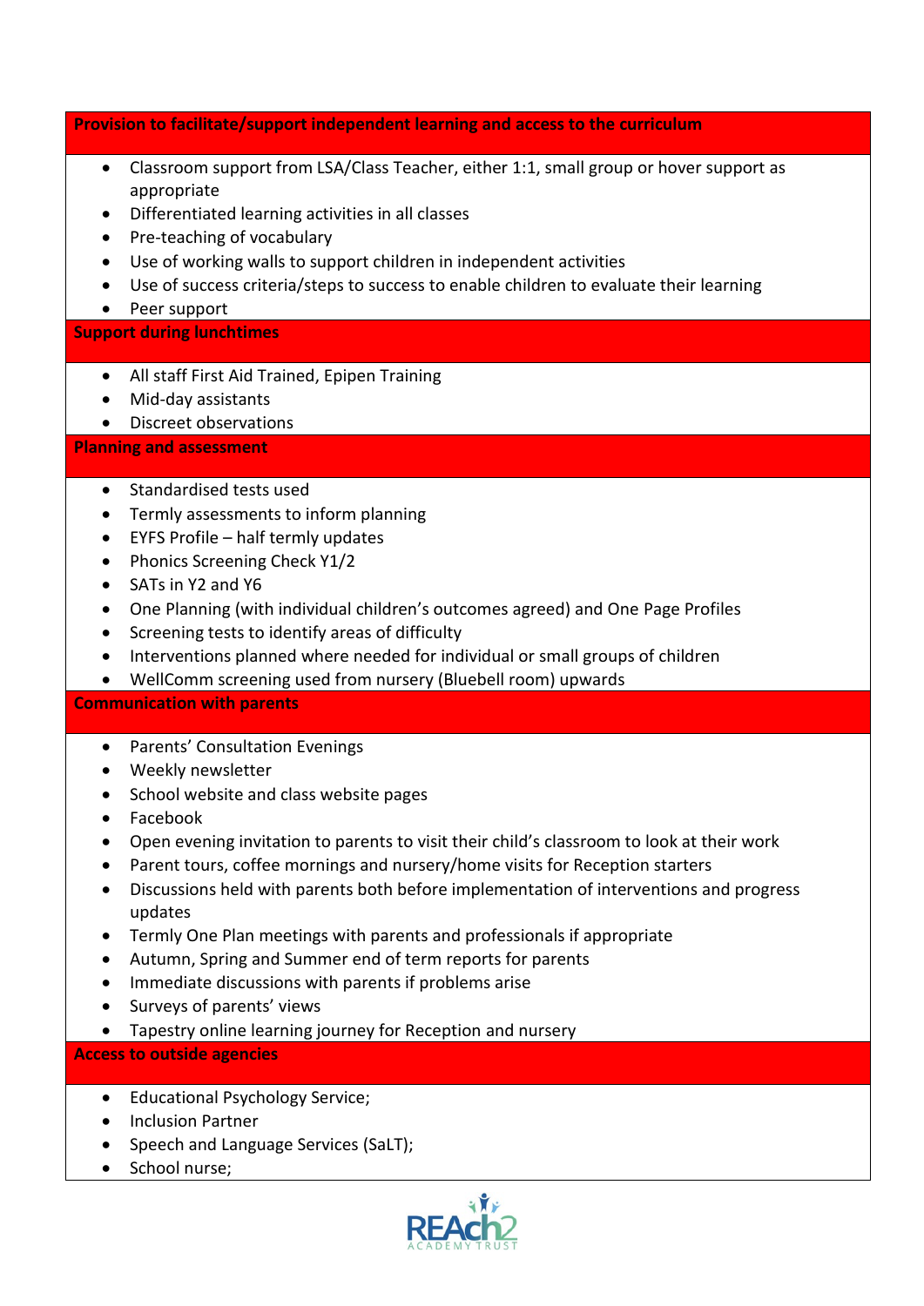**Provision to facilitate/support independent learning and access to the curriculum**

- Classroom support from LSA/Class Teacher, either 1:1, small group or hover support as appropriate
- Differentiated learning activities in all classes
- Pre-teaching of vocabulary
- Use of working walls to support children in independent activities
- Use of success criteria/steps to success to enable children to evaluate their learning
- Peer support

**Support during lunchtimes**

- All staff First Aid Trained, Epipen Training
- Mid-day assistants
- Discreet observations

**Planning and assessment**

- Standardised tests used
- Termly assessments to inform planning
- EYFS Profile – half termly updates
- Phonics Screening Check Y1/2
- SATs in Y2 and Y6
- One Planning (with individual children's outcomes agreed) and One Page Profiles
- Screening tests to identify areas of difficulty
- Interventions planned where needed for individual or small groups of children
- WellComm screening used from nursery (Bluebell room) upwards

**Communication with parents**

- Parents' Consultation Evenings
- Weekly newsletter
- School website and class website pages
- Facebook
- Open evening invitation to parents to visit their child's classroom to look at their work
- Parent tours, coffee mornings and nursery/home visits for Reception starters
- Discussions held with parents both before implementation of interventions and progress updates
- Termly One Plan meetings with parents and professionals if appropriate
- Autumn, Spring and Summer end of term reports for parents
- Immediate discussions with parents if problems arise
- Surveys of parents' views
- Tapestry online learning journey for Reception and nursery

**Access to outside agencies**

- Educational Psychology Service;
- Inclusion Partner
- Speech and Language Services (SaLT);
- School nurse;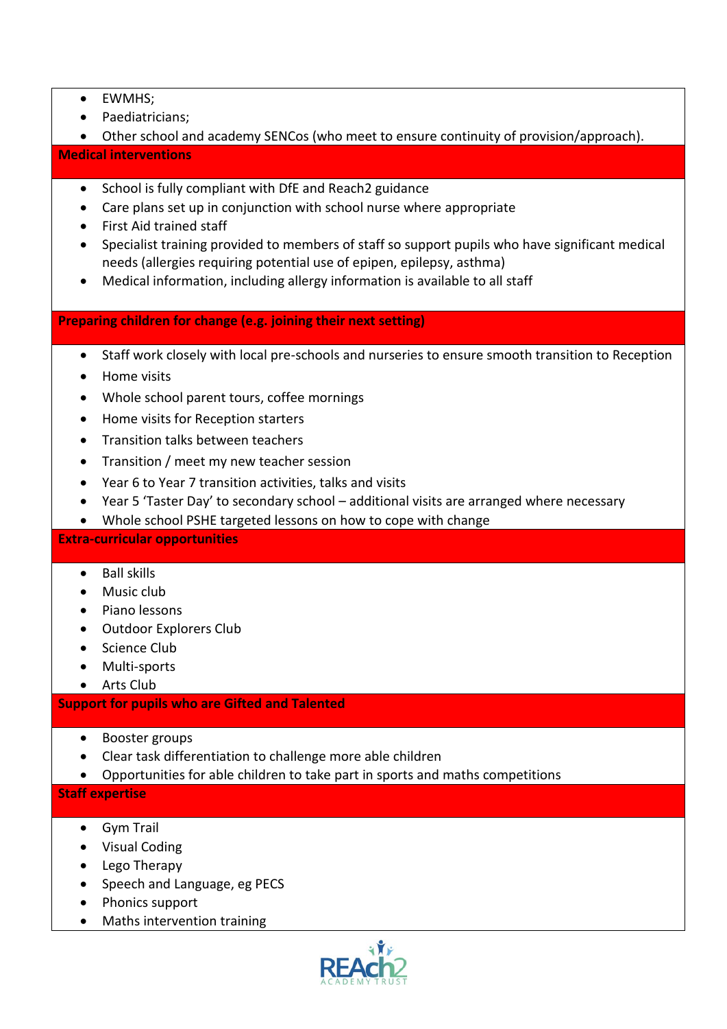- EWMHS;
- Paediatricians;
- Other school and academy SENCos (who meet to ensure continuity of provision/approach).

**Medical interventions**

- School is fully compliant with DfE and Reach2 guidance
- Care plans set up in conjunction with school nurse where appropriate
- First Aid trained staff
- Specialist training provided to members of staff so support pupils who have significant medical needs (allergies requiring potential use of epipen, epilepsy, asthma)
- Medical information, including allergy information is available to all staff

**Preparing children for change (e.g. joining their next setting)**

- Staff work closely with local pre-schools and nurseries to ensure smooth transition to Reception
- Home visits
- Whole school parent tours, coffee mornings
- Home visits for Reception starters
- Transition talks between teachers
- Transition / meet my new teacher session
- Year 6 to Year 7 transition activities, talks and visits
- Year 5 'Taster Day' to secondary school – additional visits are arranged where necessary
- Whole school PSHE targeted lessons on how to cope with change

**Extra-curricular opportunities**

- Ball skills
- Music club
- Piano lessons
- Outdoor Explorers Club
- Science Club
- Multi-sports
- Arts Club

**Support for pupils who are Gifted and Talented**

- Booster groups
- Clear task differentiation to challenge more able children
- Opportunities for able children to take part in sports and maths competitions

**Staff expertise**

- Gym Trail
- Visual Coding
- Lego Therapy
- Speech and Language, eg PECS
- Phonics support
- Maths intervention training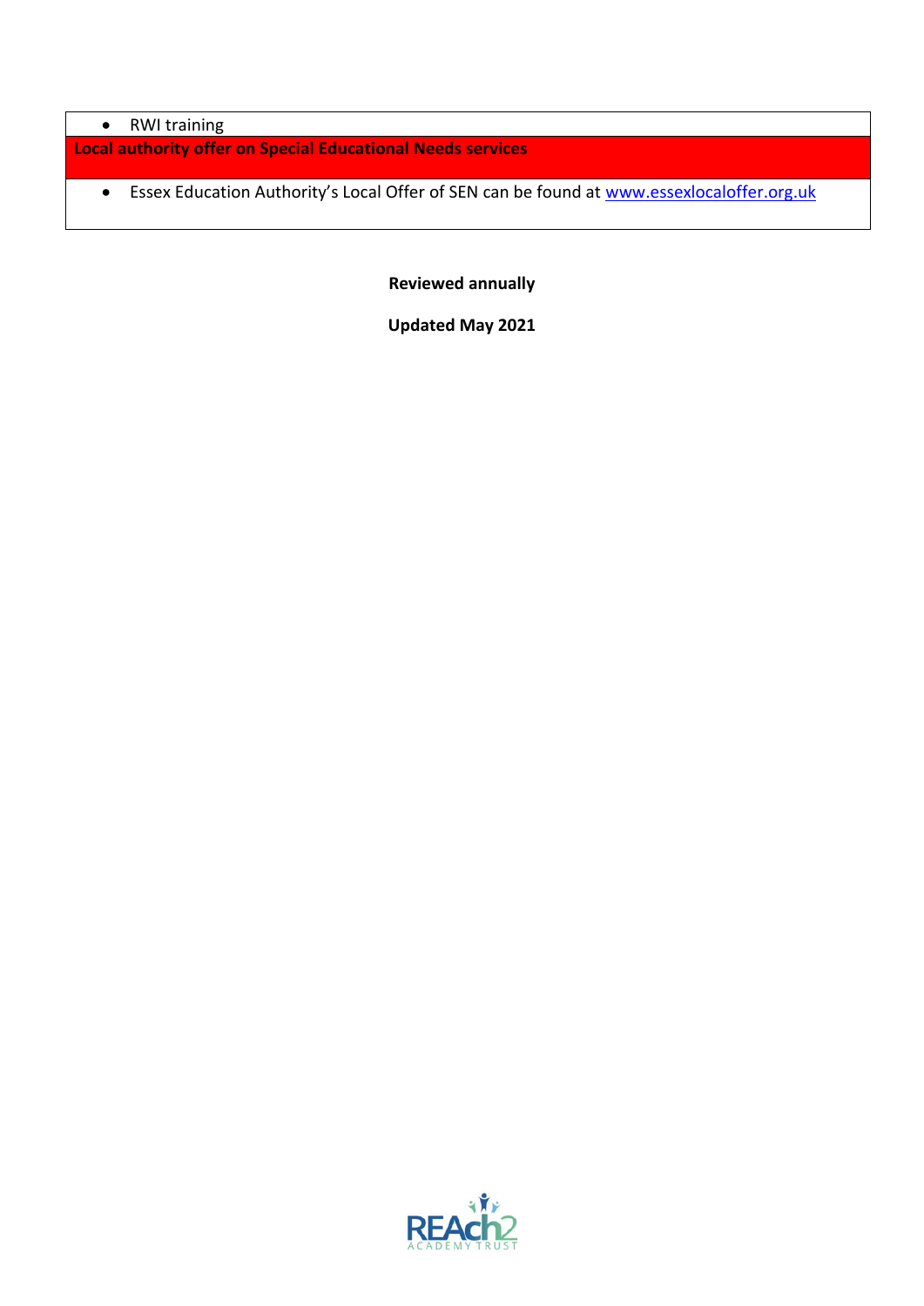- RWI training

**Local authority offer on Special Educational Needs services**

- Essex Education Authority's Local Offer of SEN can be found at www.essexlocaloffer.org.uk

**Reviewed annually**

**Updated May 2021**